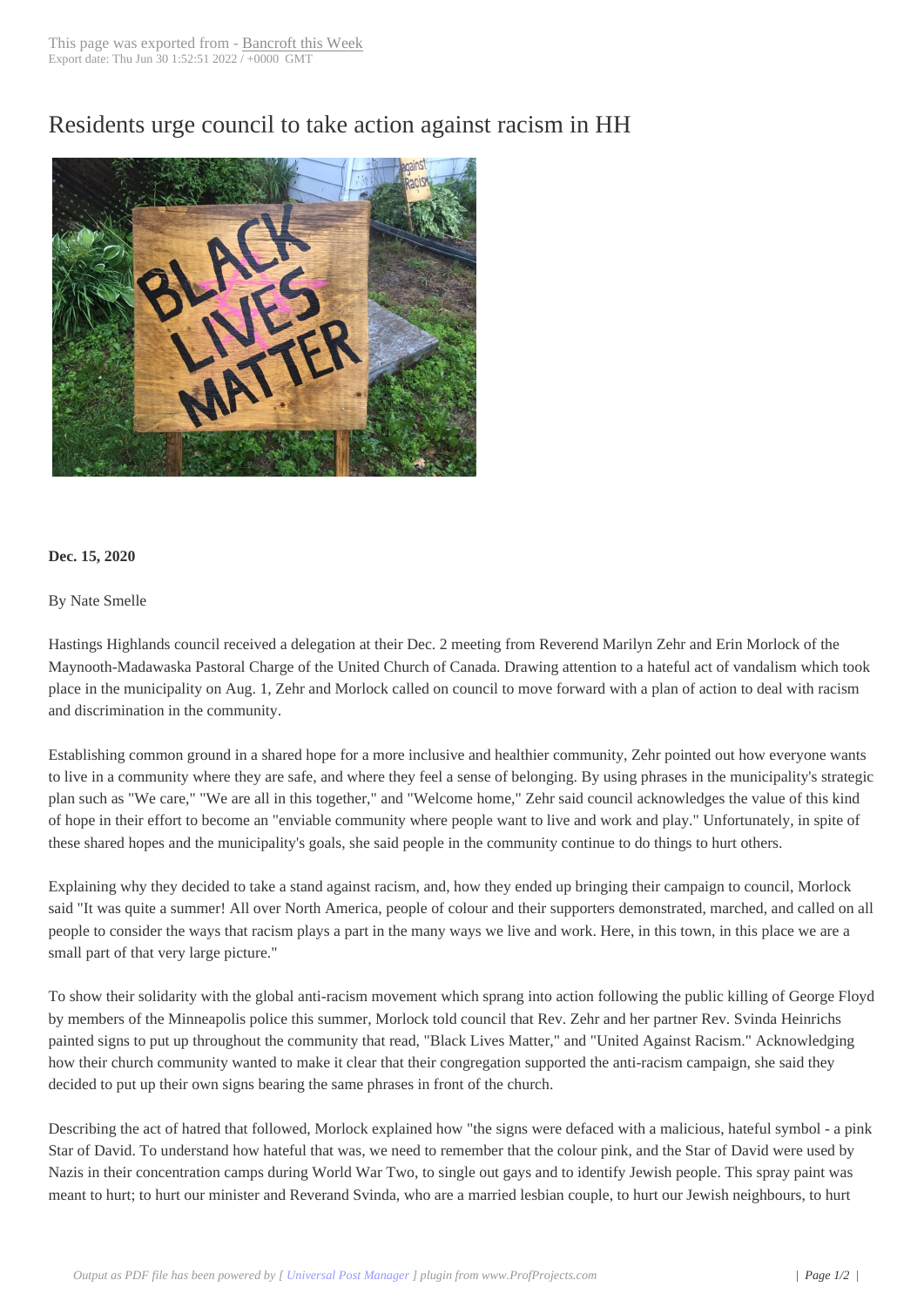# Residents urge council to take action against racism in HH

**Dec. 15, 2020**

By Nate Smelle

Hastings Highlands council received a delegation at their Dec. 2 meeting from Reverend Marilyn Zehr and Erin Morlock of the Maynooth-Madawaska Pastoral Charge of the United Church of Canada. Drawing attention to a hateful act of vandalism which took place in the municipality on Aug. 1, Zehr and Morlock called on council to move forward with a plan of action to deal with racism and discrimination in the community.

Establishing common ground in a shared hope for a more inclusive and healthier community, Zehr pointed out how everyone wants to live in a community where they are safe, and where they feel a sense of belonging. By using phrases in the municipality's strategic plan such as "We care," "We are all in this together," and "Welcome home," Zehr said council acknowledges the value of this kind of hope in their effort to become an "enviable community where people want to live and work and play." Unfortunately, in spite of these shared hopes and the municipality's goals, she said people in the community continue to do things to hurt others.

Explaining why they decided to take a stand against racism, and, how they ended up bringing their campaign to council, Morlock said "It was quite a summer! All over North America, people of colour and their supporters demonstrated, marched, and called on all people to consider the ways that racism plays a part in the many ways we live and work. Here, in this town, in this place we are a small part of that very large picture."

To show their solidarity with the global anti-racism movement which sprang into action following the public killing of George Floyd by members of the Minneapolis police this summer, Morlock told council that Rev. Zehr and her partner Rev. Svinda Heinrichs painted signs to put up throughout the community that read, "Black Lives Matter," and "United Against Racism." Acknowledging how their church community wanted to make it clear that their congregation supported the anti-racism campaign, she said they decided to put up their own signs bearing the same phrases in front of the church.

Describing the act of hatred that followed, Morlock explained how "the signs were defaced with a malicious, hateful symbol - a pink Star of David. To understand how hateful that was, we need to remember that the colour pink, and the Star of David were used by Nazis in their concentration camps during World War Two, to single out gays and to identify Jewish people. This spray paint was meant to hurt; to hurt our minister and Reverend Svinda, who are a married lesbian couple, to hurt our Jewish neighbours, to hurt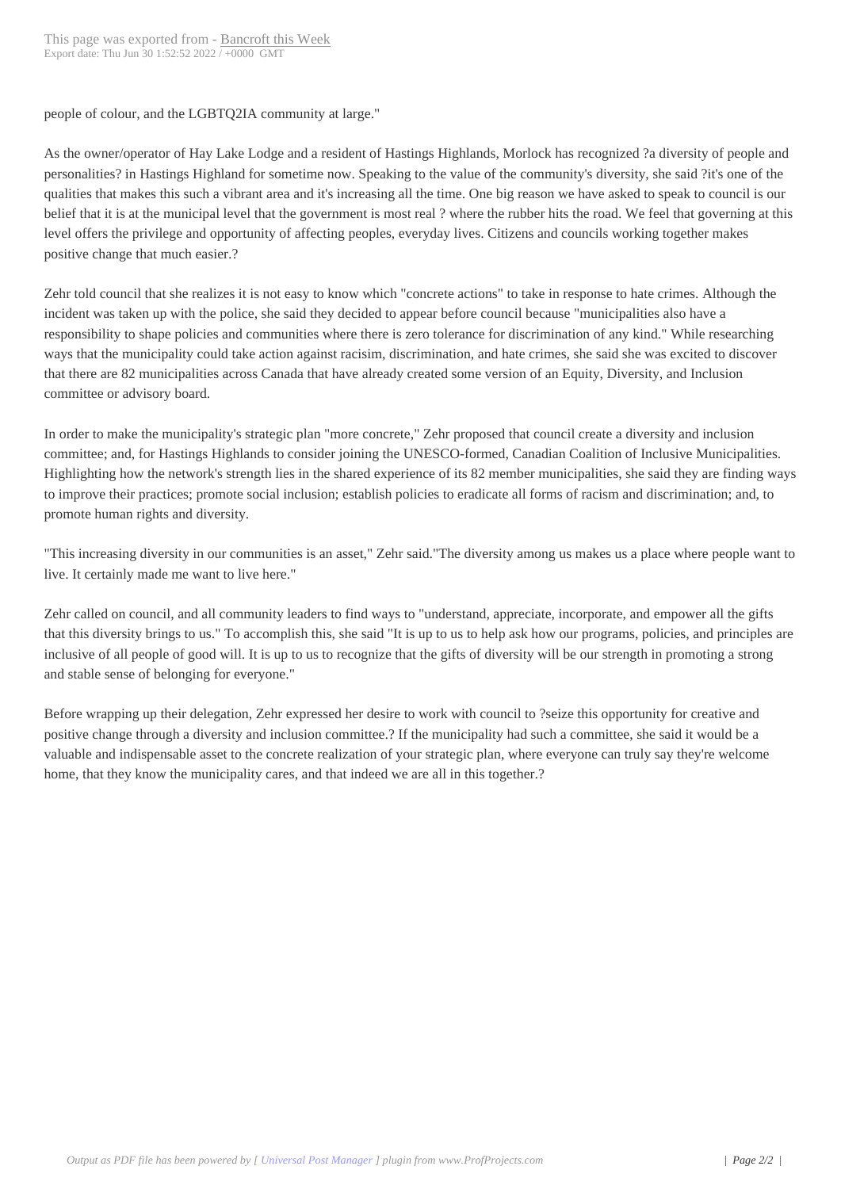people of colour, and the LGBTQ2IA community at large."

As the owner/operator of Hay Lake Lodge and a resident of Hastings Highlands, Morlock has recognized ?a diversity of people and personalities? in Hastings Highland for sometime now. Speaking to the value of the community's diversity, she said ?it's one of the qualities that makes this such a vibrant area and it's increasing all the time. One big reason we have asked to speak to council is our belief that it is at the municipal level that the government is most real ? where the rubber hits the road. We feel that governing at this level offers the privilege and opportunity of affecting peoples, everyday lives. Citizens and councils working together makes positive change that much easier.?

Zehr told council that she realizes it is not easy to know which "concrete actions" to take in response to hate crimes. Although the incident was taken up with the police, she said they decided to appear before council because "municipalities also have a responsibility to shape policies and communities where there is zero tolerance for discrimination of any kind." While researching ways that the municipality could take action against racisim, discrimination, and hate crimes, she said she was excited to discover that there are 82 municipalities across Canada that have already created some version of an Equity, Diversity, and Inclusion committee or advisory board.

In order to make the municipality's strategic plan "more concrete," Zehr proposed that council create a diversity and inclusion committee; and, for Hastings Highlands to consider joining the UNESCO-formed, Canadian Coalition of Inclusive Municipalities. Highlighting how the network's strength lies in the shared experience of its 82 member municipalities, she said they are finding ways to improve their practices; promote social inclusion; establish policies to eradicate all forms of racism and discrimination; and, to promote human rights and diversity.

"This increasing diversity in our communities is an asset," Zehr said."The diversity among us makes us a place where people want to live. It certainly made me want to live here."

Zehr called on council, and all community leaders to find ways to "understand, appreciate, incorporate, and empower all the gifts that this diversity brings to us." To accomplish this, she said "It is up to us to help ask how our programs, policies, and principles are inclusive of all people of good will. It is up to us to recognize that the gifts of diversity will be our strength in promoting a strong and stable sense of belonging for everyone."

Before wrapping up their delegation, Zehr expressed her desire to work with council to ?seize this opportunity for creative and positive change through a diversity and inclusion committee.? If the municipality had such a committee, she said it would be a valuable and indispensable asset to the concrete realization of your strategic plan, where everyone can truly say they're welcome home, that they know the municipality cares, and that indeed we are all in this together.?